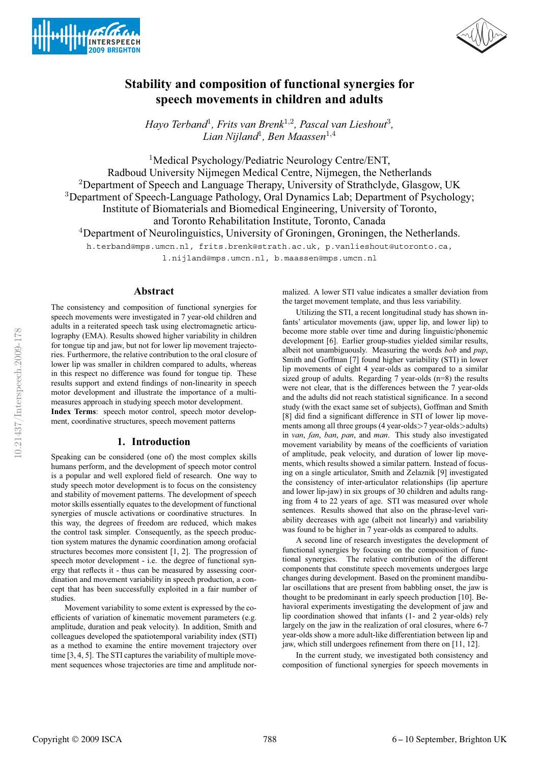# Stability and composition of functional synergies for speech movements in children and adults

*Hayo Terband*[1], *Frits van Brenk*[1,2], *Pascal van Lieshout*[3], *Lian Nijland*[1], *Ben Maassen*[1,4]

[1]Medical Psychology/Pediatric Neurology Centre/ENT, Radboud University Nijmegen Medical Centre, Nijmegen, the Netherlands
[2]Department of Speech and Language Therapy, University of Strathclyde, Glasgow, UK
[3]Department of Speech-Language Pathology, Oral Dynamics Lab; Department of Psychology; Institute of Biomaterials and Biomedical Engineering, University of Toronto, and Toronto Rehabilitation Institute, Toronto, Canada
[4]Department of Neurolinguistics, University of Groningen, Groningen, the Netherlands.

h.terband@mps.umcn.nl, frits.brenk@strath.ac.uk, p.vanlieshout@utoronto.ca, l.nijland@mps.umcn.nl, b.maassen@mps.umcn.nl

## Abstract

The consistency and composition of functional synergies for speech movements were investigated in 7 year-old children and adults in a reiterated speech task using electromagnetic articulography (EMA). Results showed higher variability in children for tongue tip and jaw, but not for lower lip movement trajectories. Furthermore, the relative contribution to the oral closure of lower lip was smaller in children compared to adults, whereas in this respect no difference was found for tongue tip. These results support and extend findings of non-linearity in speech motor development and illustrate the importance of a multi-measures approach in studying speech motor development.

**Index Terms**: speech motor control, speech motor development, coordinative structures, speech movement patterns

## 1. Introduction

Speaking can be considered (one of) the most complex skills humans perform, and the development of speech motor control is a popular and well explored field of research. One way to study speech motor development is to focus on the consistency and stability of movement patterns. The development of speech motor skills essentially equates to the development of functional synergies of muscle activations or coordinative structures. In this way, the degrees of freedom are reduced, which makes the control task simpler. Consequently, as the speech production system matures the dynamic coordination among orofacial structures becomes more consistent [1, 2]. The progression of speech motor development - i.e. the degree of functional synergy that reflects it - thus can be measured by assessing coordination and movement variability in speech production, a concept that has been successfully exploited in a fair number of studies.

Movement variability to some extent is expressed by the coefficients of variation of kinematic movement parameters (e.g. amplitude, duration and peak velocity). In addition, Smith and colleagues developed the spatiotemporal variability index (STI) as a method to examine the entire movement trajectory over time [3, 4, 5]. The STI captures the variability of multiple movement sequences whose trajectories are time and amplitude normalized. A lower STI value indicates a smaller deviation from the target movement template, and thus less variability.

Utilizing the STI, a recent longitudinal study has shown infants' articulator movements (jaw, upper lip, and lower lip) to become more stable over time and during linguistic/phonemic development [6]. Earlier group-studies yielded similar results, albeit not unambiguously. Measuring the words *bob* and *pup*, Smith and Goffman [7] found higher variability (STI) in lower lip movements of eight 4 year-olds as compared to a similar sized group of adults. Regarding 7 year-olds (n=8) the results were not clear, that is the differences between the 7 year-olds and the adults did not reach statistical significance. In a second study (with the exact same set of subjects), Goffman and Smith [8] did find a significant difference in STI of lower lip movements among all three groups (4 year-olds>7 year-olds>adults) in *van*, *fan*, *ban*, *pan*, and *man*. This study also investigated movement variability by means of the coefficients of variation of amplitude, peak velocity, and duration of lower lip movements, which results showed a similar pattern. Instead of focusing on a single articulator, Smith and Zelaznik [9] investigated the consistency of inter-articulator relationships (lip aperture and lower lip-jaw) in six groups of 30 children and adults ranging from 4 to 22 years of age. STI was measured over whole sentences. Results showed that also on the phrase-level variability decreases with age (albeit not linearly) and variability was found to be higher in 7 year-olds as compared to adults.

A second line of research investigates the development of functional synergies by focusing on the composition of functional synergies. The relative contribution of the different components that constitute speech movements undergoes large changes during development. Based on the prominent mandibular oscillations that are present from babbling onset, the jaw is thought to be predominant in early speech production [10]. Behavioral experiments investigating the development of jaw and lip coordination showed that infants (1- and 2 year-olds) rely largely on the jaw in the realization of oral closures, where 6-7 year-olds show a more adult-like differentiation between lip and jaw, which still undergoes refinement from there on [11, 12].

In the current study, we investigated both consistency and composition of functional synergies for speech movements in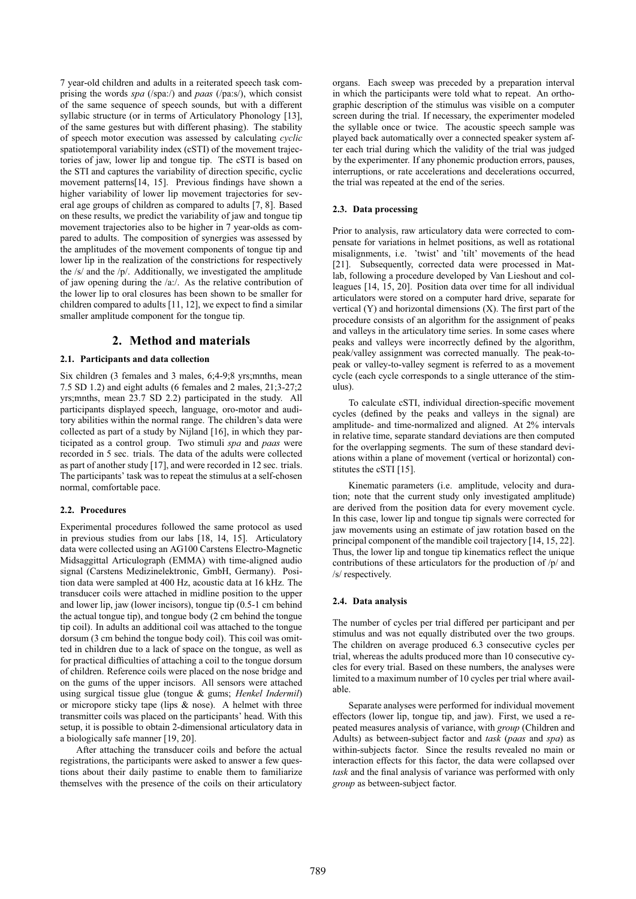7 year-old children and adults in a reiterated speech task comprising the words *spa* (/spa:/) and *paas* (/pa:s/), which consist of the same sequence of speech sounds, but with a different syllabic structure (or in terms of Articulatory Phonology [13], of the same gestures but with different phasing). The stability of speech motor execution was assessed by calculating *cyclic* spatiotemporal variability index (cSTI) of the movement trajectories of jaw, lower lip and tongue tip. The cSTI is based on the STI and captures the variability of direction specific, cyclic movement patterns[14, 15]. Previous findings have shown a higher variability of lower lip movement trajectories for several age groups of children as compared to adults [7, 8]. Based on these results, we predict the variability of jaw and tongue tip movement trajectories also to be higher in 7 year-olds as compared to adults. The composition of synergies was assessed by the amplitudes of the movement components of tongue tip and lower lip in the realization of the constrictions for respectively the /s/ and the /p/. Additionally, we investigated the amplitude of jaw opening during the /a:/. As the relative contribution of the lower lip to oral closures has been shown to be smaller for children compared to adults [11, 12], we expect to find a similar smaller amplitude component for the tongue tip.

## 2. Method and materials

### 2.1. Participants and data collection

Six children (3 females and 3 males, 6;4-9;8 yrs;mnths, mean 7.5 SD 1.2) and eight adults (6 females and 2 males, 21;3-27;2 yrs;mnths, mean 23.7 SD 2.2) participated in the study. All participants displayed speech, language, oro-motor and auditory abilities within the normal range. The children's data were collected as part of a study by Nijland [16], in which they participated as a control group. Two stimuli *spa* and *paas* were recorded in 5 sec. trials. The data of the adults were collected as part of another study [17], and were recorded in 12 sec. trials. The participants' task was to repeat the stimulus at a self-chosen normal, comfortable pace.

### 2.2. Procedures

Experimental procedures followed the same protocol as used in previous studies from our labs [18, 14, 15]. Articulatory data were collected using an AG100 Carstens Electro-Magnetic Midsaggittal Articulograph (EMMA) with time-aligned audio signal (Carstens Medizinelektronic, GmbH, Germany). Position data were sampled at 400 Hz, acoustic data at 16 kHz. The transducer coils were attached in midline position to the upper and lower lip, jaw (lower incisors), tongue tip (0.5-1 cm behind the actual tongue tip), and tongue body (2 cm behind the tongue tip coil). In adults an additional coil was attached to the tongue dorsum (3 cm behind the tongue body coil). This coil was omitted in children due to a lack of space on the tongue, as well as for practical difficulties of attaching a coil to the tongue dorsum of children. Reference coils were placed on the nose bridge and on the gums of the upper incisors. All sensors were attached using surgical tissue glue (tongue & gums; *Henkel Indermil*) or micropore sticky tape (lips & nose). A helmet with three transmitter coils was placed on the participants' head. With this setup, it is possible to obtain 2-dimensional articulatory data in a biologically safe manner [19, 20].

After attaching the transducer coils and before the actual registrations, the participants were asked to answer a few questions about their daily pastime to enable them to familiarize themselves with the presence of the coils on their articulatory organs. Each sweep was preceded by a preparation interval in which the participants were told what to repeat. An orthographic description of the stimulus was visible on a computer screen during the trial. If necessary, the experimenter modeled the syllable once or twice. The acoustic speech sample was played back automatically over a connected speaker system after each trial during which the validity of the trial was judged by the experimenter. If any phonemic production errors, pauses, interruptions, or rate accelerations and decelerations occurred, the trial was repeated at the end of the series.

### 2.3. Data processing

Prior to analysis, raw articulatory data were corrected to compensate for variations in helmet positions, as well as rotational misalignments, i.e. 'twist' and 'tilt' movements of the head [21]. Subsequently, corrected data were processed in Matlab, following a procedure developed by Van Lieshout and colleagues [14, 15, 20]. Position data over time for all individual articulators were stored on a computer hard drive, separate for vertical (Y) and horizontal dimensions (X). The first part of the procedure consists of an algorithm for the assignment of peaks and valleys in the articulatory time series. In some cases where peaks and valleys were incorrectly defined by the algorithm, peak/valley assignment was corrected manually. The peak-to-peak or valley-to-valley segment is referred to as a movement cycle (each cycle corresponds to a single utterance of the stimulus).

To calculate cSTI, individual direction-specific movement cycles (defined by the peaks and valleys in the signal) are amplitude- and time-normalized and aligned. At 2% intervals in relative time, separate standard deviations are then computed for the overlapping segments. The sum of these standard deviations within a plane of movement (vertical or horizontal) constitutes the cSTI [15].

Kinematic parameters (i.e. amplitude, velocity and duration; note that the current study only investigated amplitude) are derived from the position data for every movement cycle. In this case, lower lip and tongue tip signals were corrected for jaw movements using an estimate of jaw rotation based on the principal component of the mandible coil trajectory [14, 15, 22]. Thus, the lower lip and tongue tip kinematics reflect the unique contributions of these articulators for the production of /p/ and /s/ respectively.

### 2.4. Data analysis

The number of cycles per trial differed per participant and per stimulus and was not equally distributed over the two groups. The children on average produced 6.3 consecutive cycles per trial, whereas the adults produced more than 10 consecutive cycles for every trial. Based on these numbers, the analyses were limited to a maximum number of 10 cycles per trial where available.

Separate analyses were performed for individual movement effectors (lower lip, tongue tip, and jaw). First, we used a repeated measures analysis of variance, with *group* (Children and Adults) as between-subject factor and *task* (*paas* and *spa*) as within-subjects factor. Since the results revealed no main or interaction effects for this factor, the data were collapsed over *task* and the final analysis of variance was performed with only *group* as between-subject factor.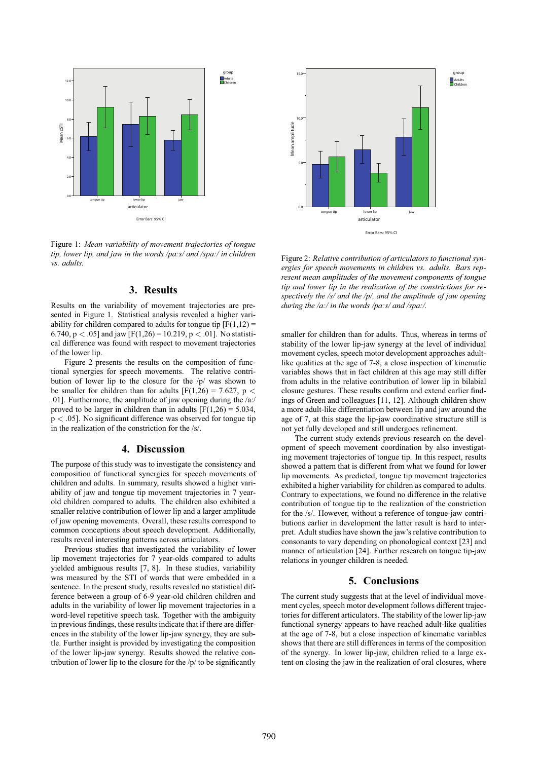Figure 1: *Mean variability of movement trajectories of tongue tip, lower lip, and jaw in the words /pa:s/ and /spa:/ in children vs. adults.*

Figure 2: *Relative contribution of articulators to functional synergies for speech movements in children vs. adults. Bars represent mean amplitudes of the movement components of tongue tip and lower lip in the realization of the constrictions for respectively the /s/ and the /p/, and the amplitude of jaw opening during the /a:/ in the words /pa:s/ and /spa:/.*

## 3. Results

Results on the variability of movement trajectories are presented in Figure 1. Statistical analysis revealed a higher variability for children compared to adults for tongue tip [$F(1,12) = 6.740$, $p < .05$] and jaw [$F(1,26) = 10.219$, $p < .01$]. No statistical difference was found with respect to movement trajectories of the lower lip.

Figure 2 presents the results on the composition of functional synergies for speech movements. The relative contribution of lower lip to the closure for the /p/ was shown to be smaller for children than for adults [$F(1,26) = 7.627$, $p < .01$]. Furthermore, the amplitude of jaw opening during the /a:/ proved to be larger in children than in adults [$F(1,26) = 5.034$, $p < .05$]. No significant difference was observed for tongue tip in the realization of the constriction for the /s/.

## 4. Discussion

The purpose of this study was to investigate the consistency and composition of functional synergies for speech movements of children and adults. In summary, results showed a higher variability of jaw and tongue tip movement trajectories in 7 year-old children compared to adults. The children also exhibited a smaller relative contribution of lower lip and a larger amplitude of jaw opening movements. Overall, these results correspond to common conceptions about speech development. Additionally, results reveal interesting patterns across articulators.

Previous studies that investigated the variability of lower lip movement trajectories for 7 year-olds compared to adults yielded ambiguous results [7, 8]. In these studies, variability was measured by the STI of words that were embedded in a sentence. In the present study, results revealed no statistical difference between a group of 6-9 year-old children children and adults in the variability of lower lip movement trajectories in a word-level repetitive speech task. Together with the ambiguity in previous findings, these results indicate that if there are differences in the stability of the lower lip-jaw synergy, they are subtle. Further insight is provided by investigating the composition of the lower lip-jaw synergy. Results showed the relative contribution of lower lip to the closure for the /p/ to be significantly smaller for children than for adults. Thus, whereas in terms of stability of the lower lip-jaw synergy at the level of individual movement cycles, speech motor development approaches adult-like qualities at the age of 7-8, a close inspection of kinematic variables shows that in fact children at this age may still differ from adults in the relative contribution of lower lip in bilabial closure gestures. These results confirm and extend earlier findings of Green and colleagues [11, 12]. Although children show a more adult-like differentiation between lip and jaw around the age of 7, at this stage the lip-jaw coordinative structure still is not yet fully developed and still undergoes refinement.

The current study extends previous research on the development of speech movement coordination by also investigating movement trajectories of tongue tip. In this respect, results showed a pattern that is different from what we found for lower lip movements. As predicted, tongue tip movement trajectories exhibited a higher variability for children as compared to adults. Contrary to expectations, we found no difference in the relative contribution of tongue tip to the realization of the constriction for the /s/. However, without a reference of tongue-jaw contributions earlier in development the latter result is hard to interpret. Adult studies have shown the jaw's relative contribution to consonants to vary depending on phonological context [23] and manner of articulation [24]. Further research on tongue tip-jaw relations in younger children is needed.

## 5. Conclusions

The current study suggests that at the level of individual movement cycles, speech motor development follows different trajectories for different articulators. The stability of the lower lip-jaw functional synergy appears to have reached adult-like qualities at the age of 7-8, but a close inspection of kinematic variables shows that there are still differences in terms of the composition of the synergy. In lower lip-jaw, children relied to a large extent on closing the jaw in the realization of oral closures, where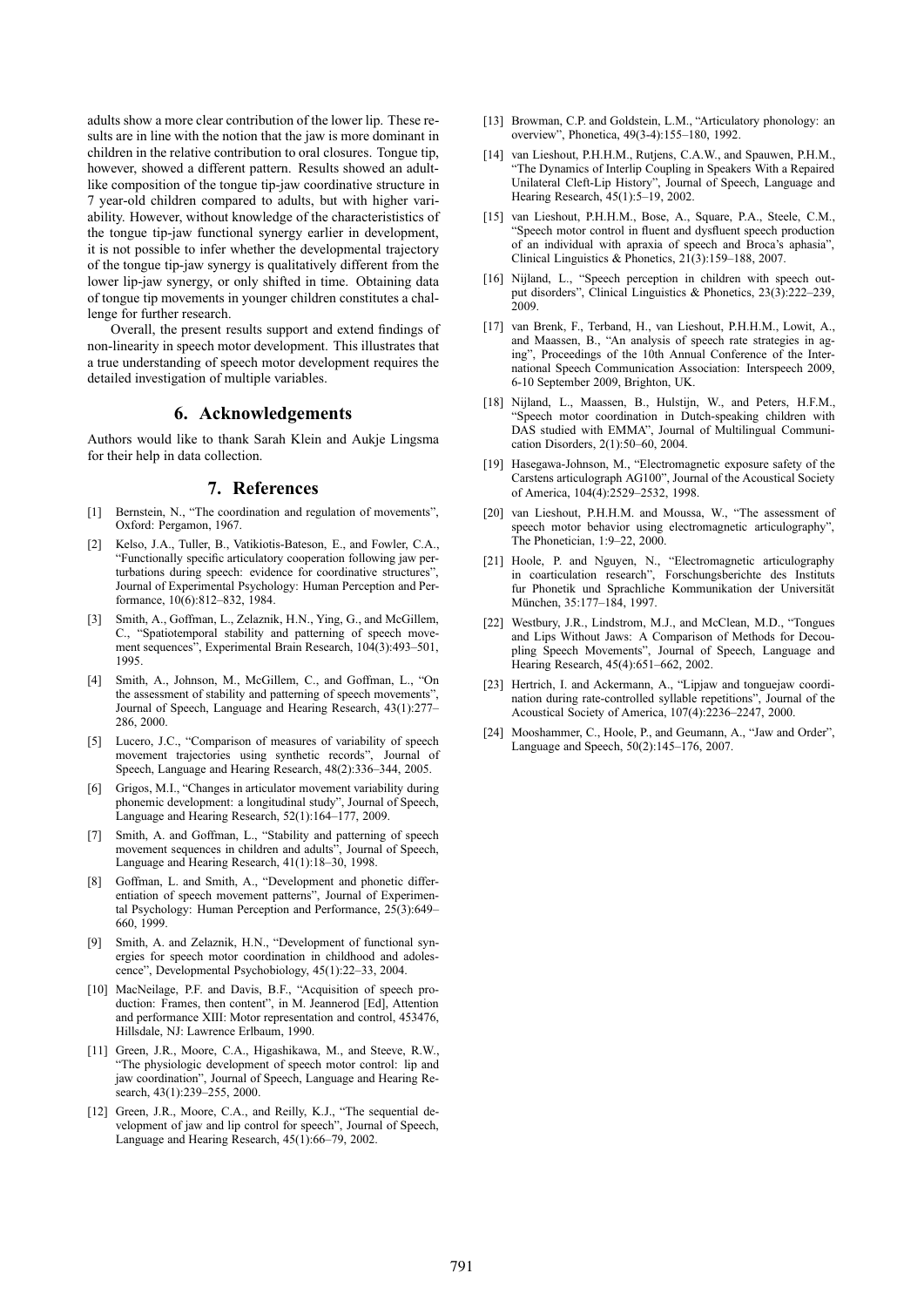adults show a more clear contribution of the lower lip. These results are in line with the notion that the jaw is more dominant in children in the relative contribution to oral closures. Tongue tip, however, showed a different pattern. Results showed an adult-like composition of the tongue tip-jaw coordinative structure in 7 year-old children compared to adults, but with higher variability. However, without knowledge of the characterististics of the tongue tip-jaw functional synergy earlier in development, it is not possible to infer whether the developmental trajectory of the tongue tip-jaw synergy is qualitatively different from the lower lip-jaw synergy, or only shifted in time. Obtaining data of tongue tip movements in younger children constitutes a challenge for further research.

Overall, the present results support and extend findings of non-linearity in speech motor development. This illustrates that a true understanding of speech motor development requires the detailed investigation of multiple variables.

## 6. Acknowledgements

Authors would like to thank Sarah Klein and Aukje Lingsma for their help in data collection.

## 7. References

[1] Bernstein, N., "The coordination and regulation of movements", Oxford: Pergamon, 1967.

[2] Kelso, J.A., Tuller, B., Vatikiotis-Bateson, E., and Fowler, C.A., "Functionally specific articulatory cooperation following jaw perturbations during speech: evidence for coordinative structures", Journal of Experimental Psychology: Human Perception and Performance, 10(6):812–832, 1984.

[3] Smith, A., Goffman, L., Zelaznik, H.N., Ying, G., and McGillem, C., "Spatiotemporal stability and patterning of speech movement sequences", Experimental Brain Research, 104(3):493–501, 1995.

[4] Smith, A., Johnson, M., McGillem, C., and Goffman, L., "On the assessment of stability and patterning of speech movements", Journal of Speech, Language and Hearing Research, 43(1):277–286, 2000.

[5] Lucero, J.C., "Comparison of measures of variability of speech movement trajectories using synthetic records", Journal of Speech, Language and Hearing Research, 48(2):336–344, 2005.

[6] Grigos, M.I., "Changes in articulator movement variability during phonemic development: a longitudinal study", Journal of Speech, Language and Hearing Research, 52(1):164–177, 2009.

[7] Smith, A. and Goffman, L., "Stability and patterning of speech movement sequences in children and adults", Journal of Speech, Language and Hearing Research, 41(1):18–30, 1998.

[8] Goffman, L. and Smith, A., "Development and phonetic differentiation of speech movement patterns", Journal of Experimental Psychology: Human Perception and Performance, 25(3):649–660, 1999.

[9] Smith, A. and Zelaznik, H.N., "Development of functional synergies for speech motor coordination in childhood and adolescence", Developmental Psychobiology, 45(1):22–33, 2004.

[10] MacNeilage, P.F. and Davis, B.F., "Acquisition of speech production: Frames, then content", in M. Jeannerod [Ed], Attention and performance XIII: Motor representation and control, 453476, Hillsdale, NJ: Lawrence Erlbaum, 1990.

[11] Green, J.R., Moore, C.A., Higashikawa, M., and Steeve, R.W., "The physiologic development of speech motor control: lip and jaw coordination", Journal of Speech, Language and Hearing Research, 43(1):239–255, 2000.

[12] Green, J.R., Moore, C.A., and Reilly, K.J., "The sequential development of jaw and lip control for speech", Journal of Speech, Language and Hearing Research, 45(1):66–79, 2002.

[13] Browman, C.P. and Goldstein, L.M., "Articulatory phonology: an overview", Phonetica, 49(3-4):155–180, 1992.

[14] van Lieshout, P.H.H.M., Rutjens, C.A.W., and Spauwen, P.H.M., "The Dynamics of Interlip Coupling in Speakers With a Repaired Unilateral Cleft-Lip History", Journal of Speech, Language and Hearing Research, 45(1):5–19, 2002.

[15] van Lieshout, P.H.H.M., Bose, A., Square, P.A., Steele, C.M., "Speech motor control in fluent and dysfluent speech production of an individual with apraxia of speech and Broca's aphasia", Clinical Linguistics & Phonetics, 21(3):159–188, 2007.

[16] Nijland, L., "Speech perception in children with speech output disorders", Clinical Linguistics & Phonetics, 23(3):222–239, 2009.

[17] van Brenk, F., Terband, H., van Lieshout, P.H.H.M., Lowit, A., and Maassen, B., "An analysis of speech rate strategies in aging", Proceedings of the 10th Annual Conference of the International Speech Communication Association: Interspeech 2009, 6-10 September 2009, Brighton, UK.

[18] Nijland, L., Maassen, B., Hulstijn, W., and Peters, H.F.M., "Speech motor coordination in Dutch-speaking children with DAS studied with EMMA", Journal of Multilingual Communication Disorders, 2(1):50–60, 2004.

[19] Hasegawa-Johnson, M., "Electromagnetic exposure safety of the Carstens articulograph AG100", Journal of the Acoustical Society of America, 104(4):2529–2532, 1998.

[20] van Lieshout, P.H.H.M. and Moussa, W., "The assessment of speech motor behavior using electromagnetic articulography", The Phonetician, 1:9–22, 2000.

[21] Hoole, P. and Nguyen, N., "Electromagnetic articulography in coarticulation research", Forschungsberichte des Instituts fur Phonetik und Sprachliche Kommunikation der Universität München, 35:177–184, 1997.

[22] Westbury, J.R., Lindstrom, M.J., and McClean, M.D., "Tongues and Lips Without Jaws: A Comparison of Methods for Decoupling Speech Movements", Journal of Speech, Language and Hearing Research, 45(4):651–662, 2002.

[23] Hertrich, I. and Ackermann, A., "Lipjaw and tonguejaw coordination during rate-controlled syllable repetitions", Journal of the Acoustical Society of America, 107(4):2236–2247, 2000.

[24] Mooshammer, C., Hoole, P., and Geumann, A., "Jaw and Order", Language and Speech, 50(2):145–176, 2007.